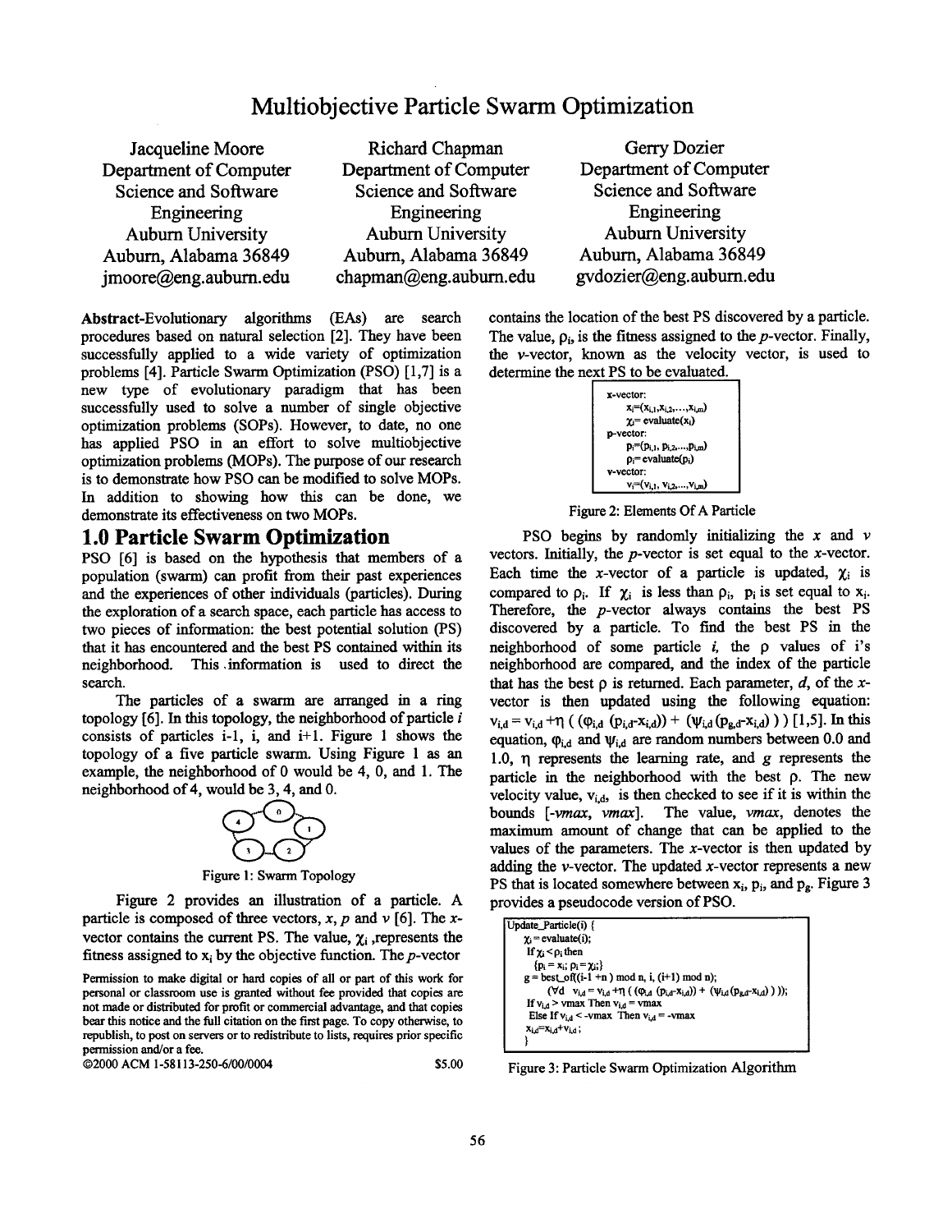# Multiobjective Particle Swarm Optimization

Jacqueline Moore
Department of Computer Science and Software Engineering
Auburn University
Auburn, Alabama 36849
jmoore@eng.auburn.edu

Richard Chapman
Department of Computer Science and Software Engineering
Auburn University
Auburn, Alabama 36849
chapman@eng.auburn.edu

Gerry Dozier
Department of Computer Science and Software Engineering
Auburn University
Auburn, Alabama 36849
gvdozier@eng.auburn.edu

**Abstract**-Evolutionary algorithms (EAs) are search procedures based on natural selection [2]. They have been successfully applied to a wide variety of optimization problems [4]. Particle Swarm Optimization (PSO) [1,7] is a new type of evolutionary paradigm that has been successfully used to solve a number of single objective optimization problems (SOPs). However, to date, no one has applied PSO in an effort to solve multiobjective optimization problems (MOPs). The purpose of our research is to demonstrate how PSO can be modified to solve MOPs. In addition to showing how this can be done, we demonstrate its effectiveness on two MOPs.

## 1.0 Particle Swarm Optimization

PSO [6] is based on the hypothesis that members of a population (swarm) can profit from their past experiences and the experiences of other individuals (particles). During the exploration of a search space, each particle has access to two pieces of information: the best potential solution (PS) that it has encountered and the best PS contained within its neighborhood. This information is used to direct the search.

The particles of a swarm are arranged in a ring topology [6]. In this topology, the neighborhood of particle $i$ consists of particles i-1, i, and i+1. Figure 1 shows the topology of a five particle swarm. Using Figure 1 as an example, the neighborhood of 0 would be 4, 0, and 1. The neighborhood of 4, would be 3, 4, and 0.

Figure 1: Swarm Topology

Figure 2 provides an illustration of a particle. A particle is composed of three vectors, $x$, $p$ and $v$ [6]. The $x$-vector contains the current PS. The value, $\chi_i$, represents the fitness assigned to $x_i$ by the objective function. The $p$-vector contains the location of the best PS discovered by a particle. The value, $\rho_i$, is the fitness assigned to the $p$-vector. Finally, the $v$-vector, known as the velocity vector, is used to determine the next PS to be evaluated.

```
x-vector:
    xi=(xi,1,xi,2,...,xi,m)
    χi= evaluate(xi)
p-vector:
    pi=(pi,1, pi,2,...,pi,m)
    ρi= evaluate(pi)
v-vector:
    vi=(vi,1, vi,2,...,vi,m)
```

Figure 2: Elements Of A Particle

PSO begins by randomly initializing the $x$ and $v$ vectors. Initially, the $p$-vector is set equal to the $x$-vector. Each time the $x$-vector of a particle is updated, $\chi_i$ is compared to $\rho_i$. If $\chi_i$ is less than $\rho_i$, $p_i$ is set equal to $x_i$. Therefore, the $p$-vector always contains the best PS discovered by a particle. To find the best PS in the neighborhood of some particle $i$, the $\rho$ values of i's neighborhood are compared, and the index of the particle that has the best $\rho$ is returned. Each parameter, $d$, of the $x$-vector is then updated using the following equation: $v_{i,d} = v_{i,d} + \eta\,(\,(\varphi_{i,d}\,(p_{i,d}-x_{i,d})) + (\psi_{i,d}\,(p_{g,d}-x_{i,d}))\,)$ [1,5]. In this equation, $\varphi_{i,d}$ and $\psi_{i,d}$ are random numbers between 0.0 and 1.0, $\eta$ represents the learning rate, and $g$ represents the particle in the neighborhood with the best $\rho$. The new velocity value, $v_{i,d}$, is then checked to see if it is within the bounds [$-vmax$, $vmax$]. The value, $vmax$, denotes the maximum amount of change that can be applied to the values of the parameters. The $x$-vector is then updated by adding the $v$-vector. The updated $x$-vector represents a new PS that is located somewhere between $x_i$, $p_i$, and $p_g$. Figure 3 provides a pseudocode version of PSO.

```
Update_Particle(i) {
    χi = evaluate(i);
    If χi < ρi then
        {pi = xi; ρi = χi;}
    g = best_of((i-1 +n ) mod n, i, (i+1) mod n);
        (∀d  vi,d = vi,d +η ( (φi,d (pi,d-xi,d)) + (ψi,d (pg,d-xi,d) ) ));
    If vi,d > vmax Then vi,d = vmax
    Else If vi,d < -vmax Then vi,d = -vmax
    xi,d=xi,d+vi,d ;
    }
```

Figure 3: Particle Swarm Optimization Algorithm

Permission to make digital or hard copies of all or part of this work for personal or classroom use is granted without fee provided that copies are not made or distributed for profit or commercial advantage, and that copies bear this notice and the full citation on the first page. To copy otherwise, to republish, to post on servers or to redistribute to lists, requires prior specific permission and/or a fee.
©2000 ACM 1-58113-250-6/00/0004 $5.00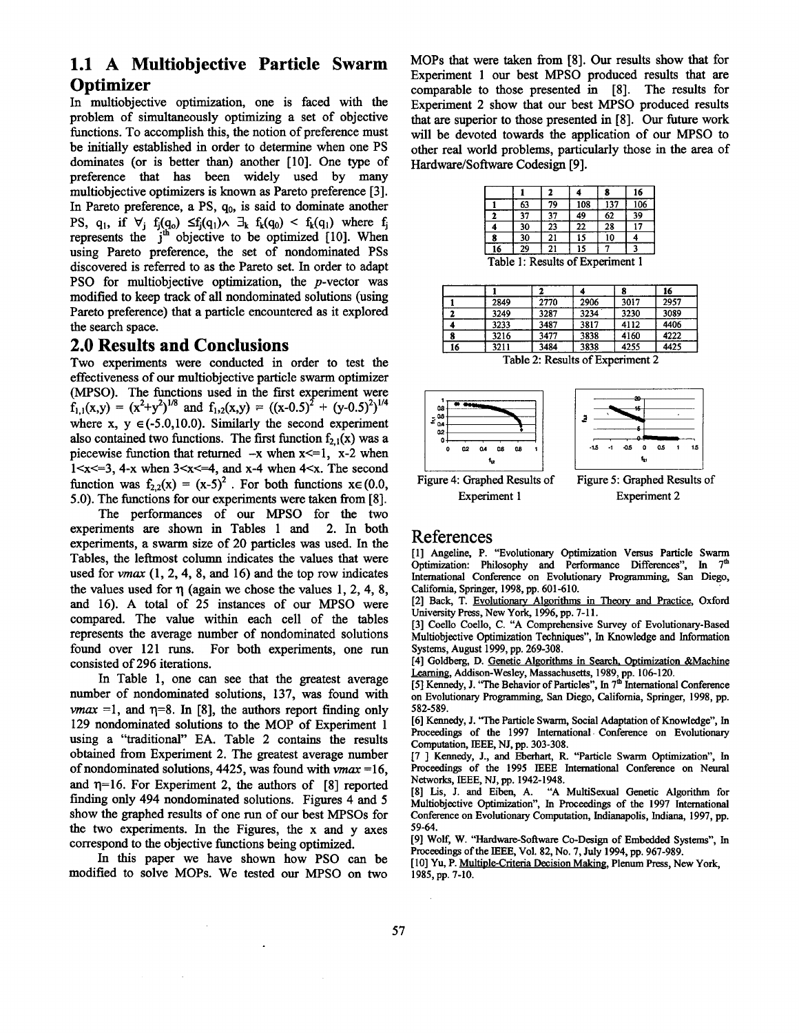## 1.1 A Multiobjective Particle Swarm Optimizer

In multiobjective optimization, one is faced with the problem of simultaneously optimizing a set of objective functions. To accomplish this, the notion of preference must be initially established in order to determine when one PS dominates (or is better than) another [10]. One type of preference that has been widely used by many multiobjective optimizers is known as Pareto preference [3]. In Pareto preference, a PS, $q_0$, is said to dominate another PS, $q_1$, if $\forall_j\ f_j(q_o) \leq f_j(q_1) \wedge \exists_k\ f_k(q_0) < f_k(q_1)$ where $f_j$ represents the $j^{th}$ objective to be optimized [10]. When using Pareto preference, the set of nondominated PSs discovered is referred to as the Pareto set. In order to adapt PSO for multiobjective optimization, the *p*-vector was modified to keep track of all nondominated solutions (using Pareto preference) that a particle encountered as it explored the search space.

# 2.0 Results and Conclusions

Two experiments were conducted in order to test the effectiveness of our multiobjective particle swarm optimizer (MPSO). The functions used in the first experiment were $f_{1,1}(x,y) = (x^2+y^2)^{1/8}$ and $f_{1,2}(x,y) = ((x-0.5)^2 + (y-0.5)^2)^{1/4}$ where $x, y \in (-5.0, 10.0)$. Similarly the second experiment also contained two functions. The first function $f_{2,1}(x)$ was a piecewise function that returned $-x$ when $x \leq 1$, $x-2$ when $1<x\leq 3$, $4-x$ when $3<x\leq 4$, and $x-4$ when $4<x$. The second function was $f_{2,2}(x) = (x-5)^2$. For both functions $x \in (0.0, 5.0)$. The functions for our experiments were taken from [8].

The performances of our MPSO for the two experiments are shown in Tables 1 and 2. In both experiments, a swarm size of 20 particles was used. In the Tables, the leftmost column indicates the values that were used for *vmax* (1, 2, 4, 8, and 16) and the top row indicates the values used for $\eta$ (again we chose the values 1, 2, 4, 8, and 16). A total of 25 instances of our MPSO were compared. The value within each cell of the tables represents the average number of nondominated solutions found over 121 runs. For both experiments, one run consisted of 296 iterations.

In Table 1, one can see that the greatest average number of nondominated solutions, 137, was found with *vmax* =1, and $\eta$=8. In [8], the authors report finding only 129 nondominated solutions to the MOP of Experiment 1 using a "traditional" EA. Table 2 contains the results obtained from Experiment 2. The greatest average number of nondominated solutions, 4425, was found with *vmax* =16, and $\eta$=16. For Experiment 2, the authors of [8] reported finding only 494 nondominated solutions. Figures 4 and 5 show the graphed results of one run of our best MPSOs for the two experiments. In the Figures, the x and y axes correspond to the objective functions being optimized.

In this paper we have shown how PSO can be modified to solve MOPs. We tested our MPSO on two MOPs that were taken from [8]. Our results show that for Experiment 1 our best MPSO produced results that are comparable to those presented in [8]. The results for Experiment 2 show that our best MPSO produced results that are superior to those presented in [8]. Our future work will be devoted towards the application of our MPSO to other real world problems, particularly those in the area of Hardware/Software Codesign [9].

| | 1 | 2 | 4 | 8 | 16 |
|---|---|---|---|---|---|
| 1 | 63 | 79 | 108 | 137 | 106 |
| 2 | 37 | 37 | 49 | 62 | 39 |
| 4 | 30 | 23 | 22 | 28 | 17 |
| 8 | 30 | 21 | 15 | 10 | 4 |
| 16 | 29 | 21 | 15 | 7 | 3 |

Table 1: Results of Experiment 1

| | 1 | 2 | 4 | 8 | 16 |
|---|---|---|---|---|---|
| 1 | 2849 | 2770 | 2906 | 3017 | 2957 |
| 2 | 3249 | 3287 | 3234 | 3230 | 3089 |
| 4 | 3233 | 3487 | 3817 | 4112 | 4406 |
| 8 | 3216 | 3477 | 3838 | 4160 | 4222 |
| 16 | 3211 | 3484 | 3838 | 4255 | 4425 |

Table 2: Results of Experiment 2

Figure 4: Graphed Results of Experiment 1

Figure 5: Graphed Results of Experiment 2

## References

[1] Angeline, P. "Evolutionary Optimization Versus Particle Swarm Optimization: Philosophy and Performance Differences", In 7th International Conference on Evolutionary Programming, San Diego, California, Springer, 1998, pp. 601-610.

[2] Back, T. Evolutionary Algorithms in Theory and Practice, Oxford University Press, New York, 1996, pp. 7-11.

[3] Coello Coello, C. "A Comprehensive Survey of Evolutionary-Based Multiobjective Optimization Techniques", In Knowledge and Information Systems, August 1999, pp. 269-308.

[4] Goldberg, D. Genetic Algorithms in Search, Optimization &Machine Learning, Addison-Wesley, Massachusetts, 1989, pp. 106-120.

[5] Kennedy, J. "The Behavior of Particles", In 7th International Conference on Evolutionary Programming, San Diego, California, Springer, 1998, pp. 582-589.

[6] Kennedy, J. "The Particle Swarm, Social Adaptation of Knowledge", In Proceedings of the 1997 International Conference on Evolutionary Computation, IEEE, NJ, pp. 303-308.

[7 ] Kennedy, J., and Eberhart, R. "Particle Swarm Optimization", In Proceedings of the 1995 IEEE International Conference on Neural Networks, IEEE, NJ, pp. 1942-1948.

[8] Lis, J. and Eiben, A. "A MultiSexual Genetic Algorithm for Multiobjective Optimization", In Proceedings of the 1997 International Conference on Evolutionary Computation, Indianapolis, Indiana, 1997, pp. 59-64.

[9] Wolf, W. "Hardware-Software Co-Design of Embedded Systems", In Proceedings of the IEEE, Vol. 82, No. 7, July 1994, pp. 967-989.

[10] Yu, P. Multiple-Criteria Decision Making, Plenum Press, New York, 1985, pp. 7-10.